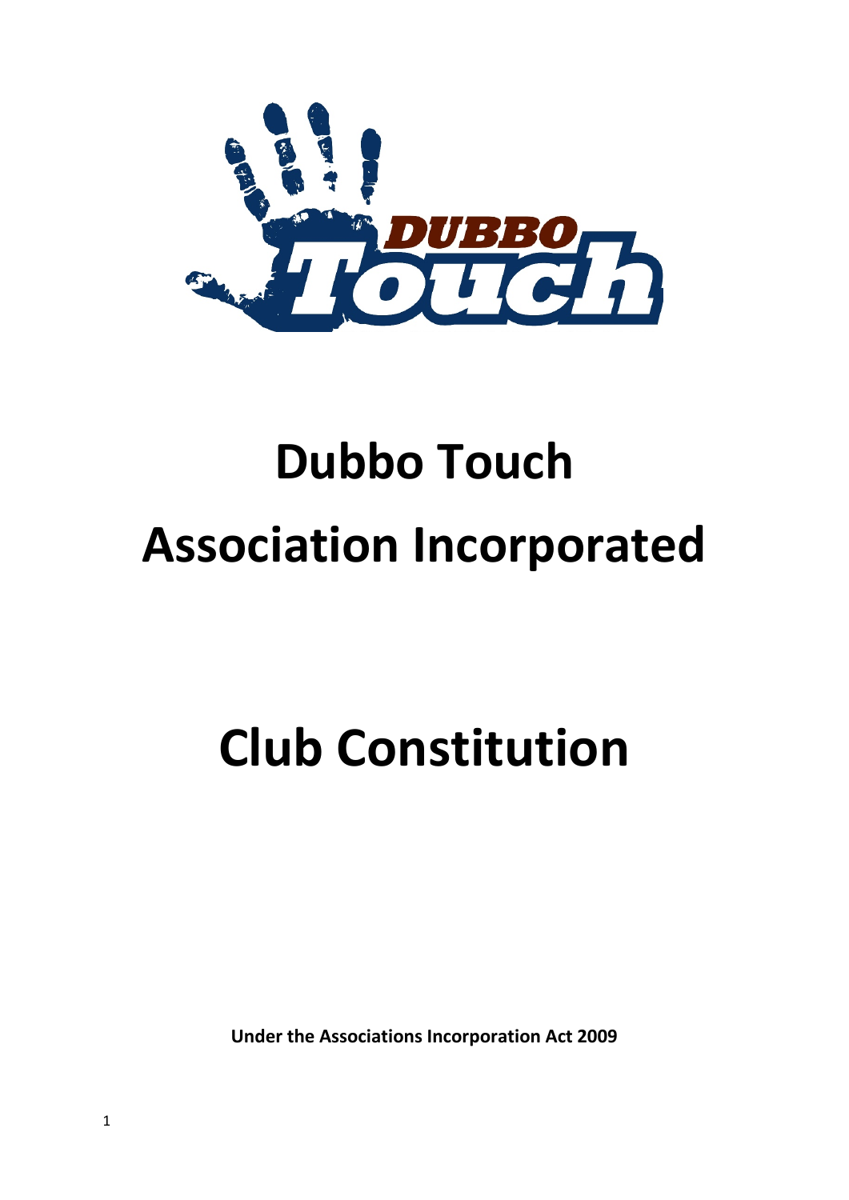# Dubbo Touch

# Association Incorporated

# Club Constitution

**Under the Associations Incorporation Act 2009**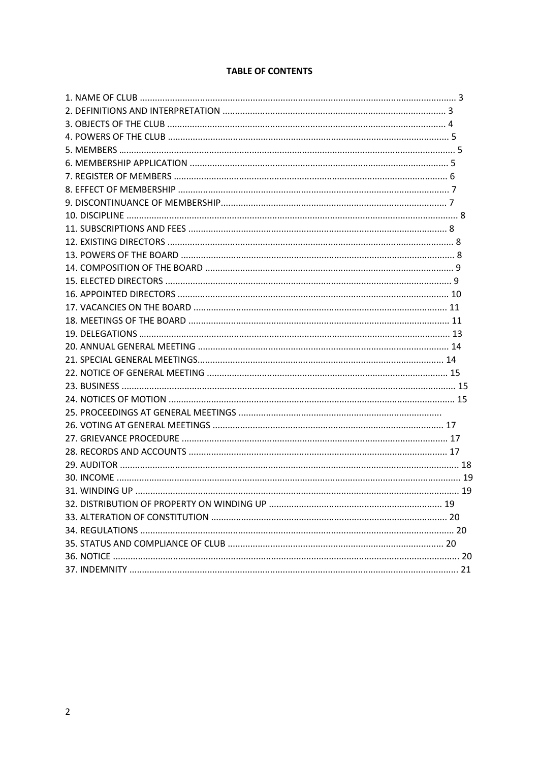**TABLE OF CONTENTS**

1. NAME OF CLUB .......... 3
2. DEFINITIONS AND INTERPRETATION .......... 3
3. OBJECTS OF THE CLUB .......... 4
4. POWERS OF THE CLUB .......... 5
5. MEMBERS .......... 5
6. MEMBERSHIP APPLICATION .......... 5
7. REGISTER OF MEMBERS .......... 6
8. EFFECT OF MEMBERSHIP .......... 7
9. DISCONTINUANCE OF MEMBERSHIP .......... 7
10. DISCIPLINE .......... 8
11. SUBSCRIPTIONS AND FEES .......... 8
12. EXISTING DIRECTORS .......... 8
13. POWERS OF THE BOARD .......... 8
14. COMPOSITION OF THE BOARD .......... 9
15. ELECTED DIRECTORS .......... 9
16. APPOINTED DIRECTORS .......... 10
17. VACANCIES ON THE BOARD .......... 11
18. MEETINGS OF THE BOARD .......... 11
19. DELEGATIONS .......... 13
20. ANNUAL GENERAL MEETING .......... 14
21. SPECIAL GENERAL MEETINGS .......... 14
22. NOTICE OF GENERAL MEETING .......... 15
23. BUSINESS .......... 15
24. NOTICES OF MOTION .......... 15
25. PROCEEDINGS AT GENERAL MEETINGS ..........
26. VOTING AT GENERAL MEETINGS .......... 17
27. GRIEVANCE PROCEDURE .......... 17
28. RECORDS AND ACCOUNTS .......... 17
29. AUDITOR .......... 18
30. INCOME .......... 19
31. WINDING UP .......... 19
32. DISTRIBUTION OF PROPERTY ON WINDING UP .......... 19
33. ALTERATION OF CONSTITUTION .......... 20
34. REGULATIONS .......... 20
35. STATUS AND COMPLIANCE OF CLUB .......... 20
36. NOTICE .......... 20
37. INDEMNITY .......... 21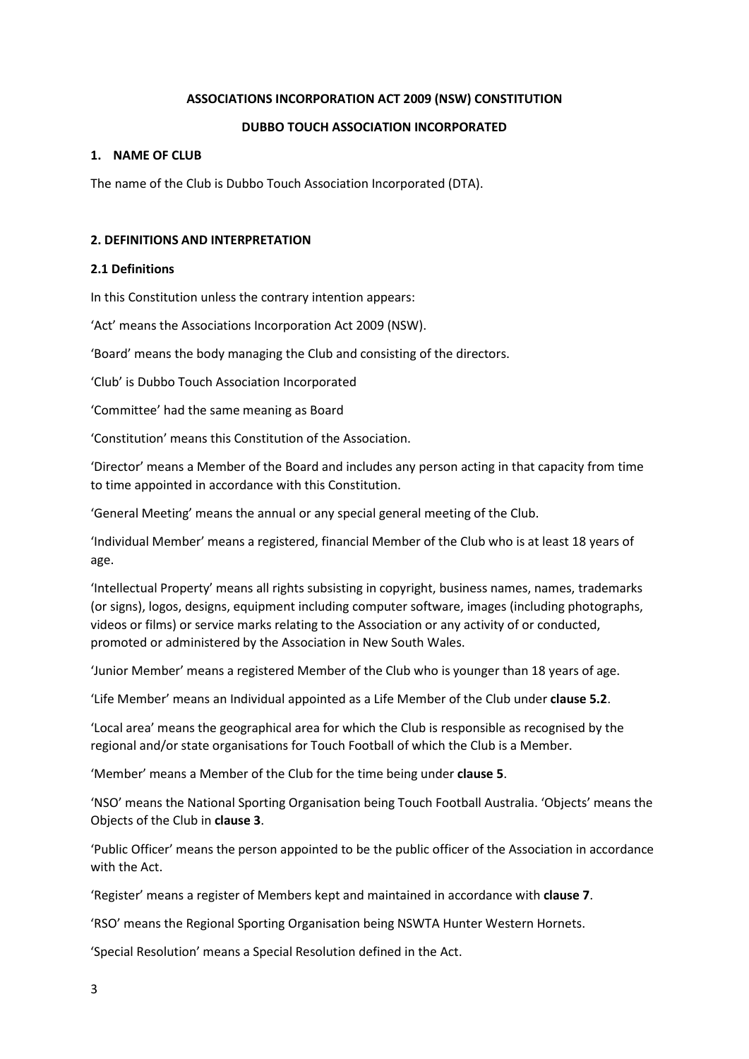**ASSOCIATIONS INCORPORATION ACT 2009 (NSW) CONSTITUTION**

**DUBBO TOUCH ASSOCIATION INCORPORATED**

## 1. NAME OF CLUB

The name of the Club is Dubbo Touch Association Incorporated (DTA).

## 2. DEFINITIONS AND INTERPRETATION

### 2.1 Definitions

In this Constitution unless the contrary intention appears:

'Act' means the Associations Incorporation Act 2009 (NSW).

'Board' means the body managing the Club and consisting of the directors.

'Club' is Dubbo Touch Association Incorporated

'Committee' had the same meaning as Board

'Constitution' means this Constitution of the Association.

'Director' means a Member of the Board and includes any person acting in that capacity from time to time appointed in accordance with this Constitution.

'General Meeting' means the annual or any special general meeting of the Club.

'Individual Member' means a registered, financial Member of the Club who is at least 18 years of age.

'Intellectual Property' means all rights subsisting in copyright, business names, names, trademarks (or signs), logos, designs, equipment including computer software, images (including photographs, videos or films) or service marks relating to the Association or any activity of or conducted, promoted or administered by the Association in New South Wales.

'Junior Member' means a registered Member of the Club who is younger than 18 years of age.

'Life Member' means an Individual appointed as a Life Member of the Club under **clause 5.2**.

'Local area' means the geographical area for which the Club is responsible as recognised by the regional and/or state organisations for Touch Football of which the Club is a Member.

'Member' means a Member of the Club for the time being under **clause 5**.

'NSO' means the National Sporting Organisation being Touch Football Australia. 'Objects' means the Objects of the Club in **clause 3**.

'Public Officer' means the person appointed to be the public officer of the Association in accordance with the Act.

'Register' means a register of Members kept and maintained in accordance with **clause 7**.

'RSO' means the Regional Sporting Organisation being NSWTA Hunter Western Hornets.

'Special Resolution' means a Special Resolution defined in the Act.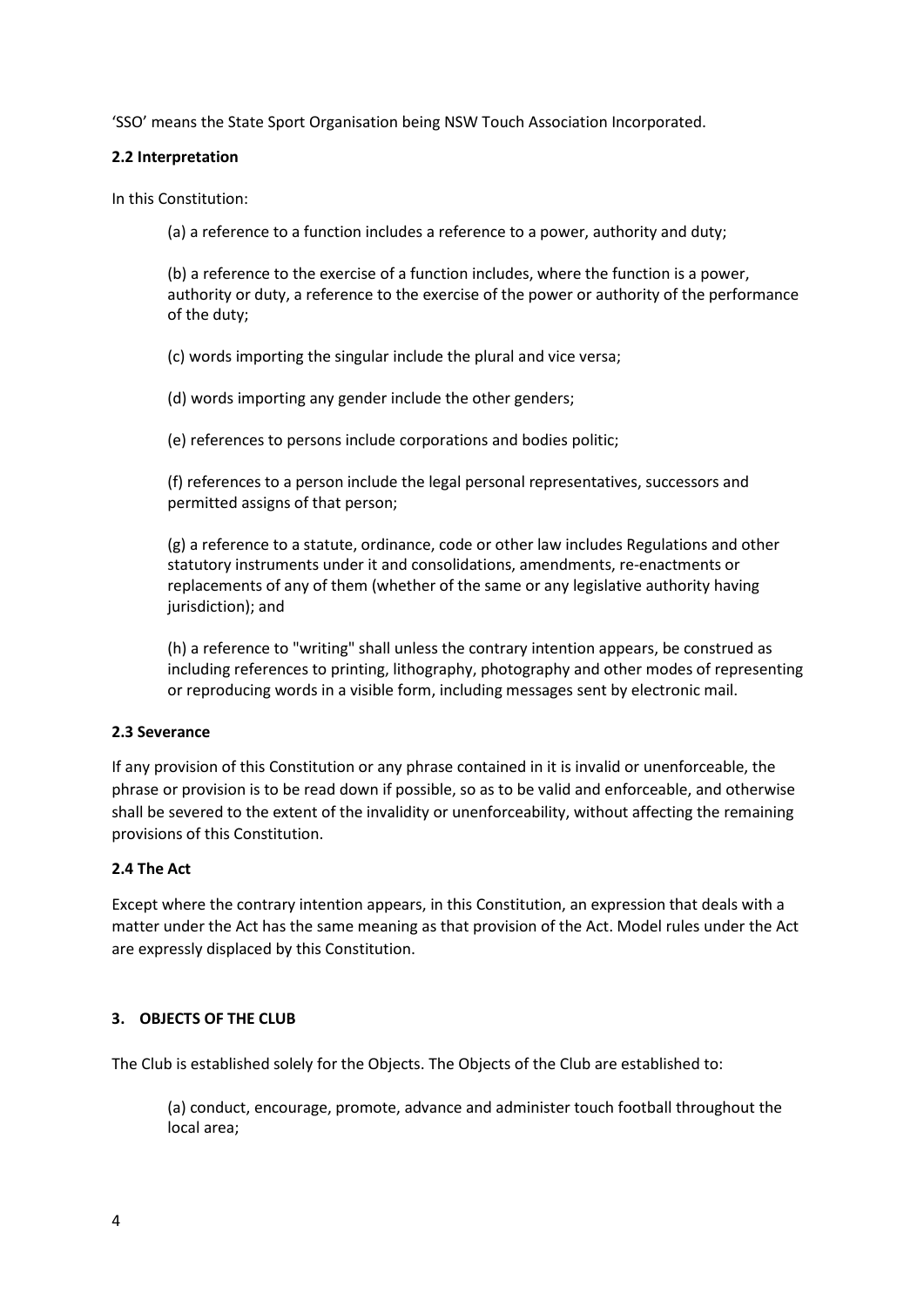'SSO' means the State Sport Organisation being NSW Touch Association Incorporated.

### 2.2 Interpretation

In this Constitution:

(a) a reference to a function includes a reference to a power, authority and duty;

(b) a reference to the exercise of a function includes, where the function is a power, authority or duty, a reference to the exercise of the power or authority of the performance of the duty;

(c) words importing the singular include the plural and vice versa;

(d) words importing any gender include the other genders;

(e) references to persons include corporations and bodies politic;

(f) references to a person include the legal personal representatives, successors and permitted assigns of that person;

(g) a reference to a statute, ordinance, code or other law includes Regulations and other statutory instruments under it and consolidations, amendments, re-enactments or replacements of any of them (whether of the same or any legislative authority having jurisdiction); and

(h) a reference to "writing" shall unless the contrary intention appears, be construed as including references to printing, lithography, photography and other modes of representing or reproducing words in a visible form, including messages sent by electronic mail.

### 2.3 Severance

If any provision of this Constitution or any phrase contained in it is invalid or unenforceable, the phrase or provision is to be read down if possible, so as to be valid and enforceable, and otherwise shall be severed to the extent of the invalidity or unenforceability, without affecting the remaining provisions of this Constitution.

### 2.4 The Act

Except where the contrary intention appears, in this Constitution, an expression that deals with a matter under the Act has the same meaning as that provision of the Act. Model rules under the Act are expressly displaced by this Constitution.

## 3. OBJECTS OF THE CLUB

The Club is established solely for the Objects. The Objects of the Club are established to:

(a) conduct, encourage, promote, advance and administer touch football throughout the local area;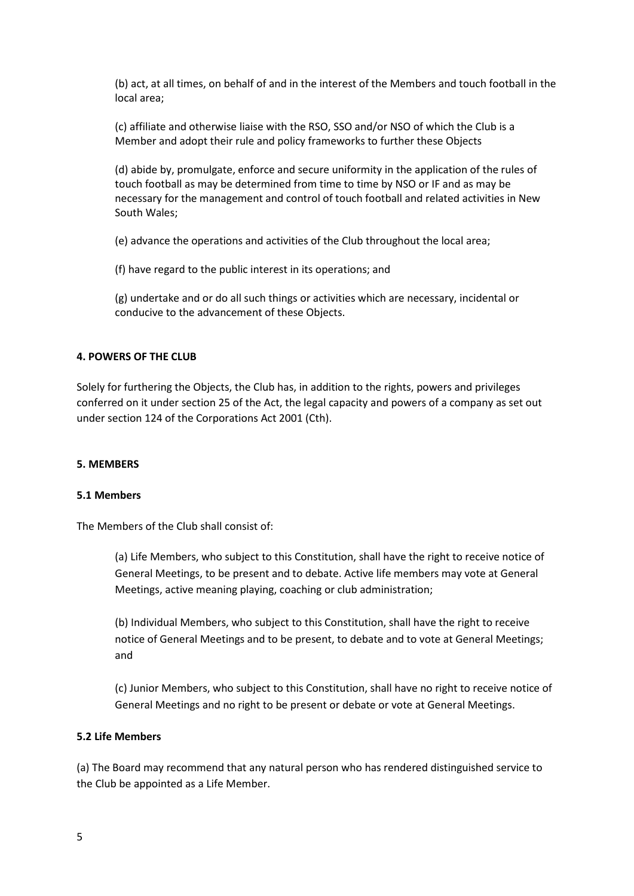(b) act, at all times, on behalf of and in the interest of the Members and touch football in the local area;

(c) affiliate and otherwise liaise with the RSO, SSO and/or NSO of which the Club is a Member and adopt their rule and policy frameworks to further these Objects

(d) abide by, promulgate, enforce and secure uniformity in the application of the rules of touch football as may be determined from time to time by NSO or IF and as may be necessary for the management and control of touch football and related activities in New South Wales;

(e) advance the operations and activities of the Club throughout the local area;

(f) have regard to the public interest in its operations; and

(g) undertake and or do all such things or activities which are necessary, incidental or conducive to the advancement of these Objects.

**4. POWERS OF THE CLUB**

Solely for furthering the Objects, the Club has, in addition to the rights, powers and privileges conferred on it under section 25 of the Act, the legal capacity and powers of a company as set out under section 124 of the Corporations Act 2001 (Cth).

**5. MEMBERS**

**5.1 Members**

The Members of the Club shall consist of:

(a) Life Members, who subject to this Constitution, shall have the right to receive notice of General Meetings, to be present and to debate. Active life members may vote at General Meetings, active meaning playing, coaching or club administration;

(b) Individual Members, who subject to this Constitution, shall have the right to receive notice of General Meetings and to be present, to debate and to vote at General Meetings; and

(c) Junior Members, who subject to this Constitution, shall have no right to receive notice of General Meetings and no right to be present or debate or vote at General Meetings.

**5.2 Life Members**

(a) The Board may recommend that any natural person who has rendered distinguished service to the Club be appointed as a Life Member.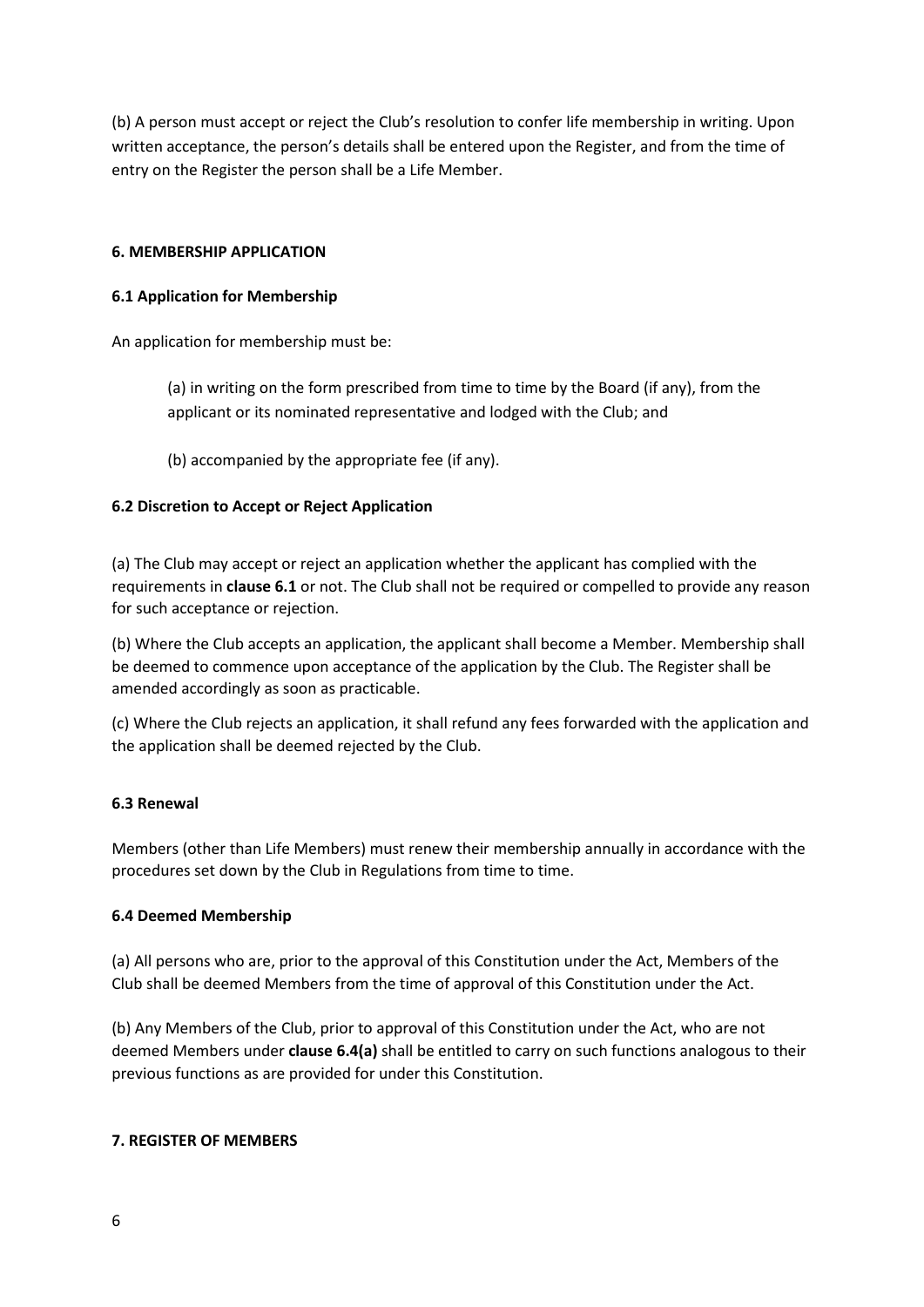(b) A person must accept or reject the Club's resolution to confer life membership in writing. Upon written acceptance, the person's details shall be entered upon the Register, and from the time of entry on the Register the person shall be a Life Member.

## 6. MEMBERSHIP APPLICATION

### 6.1 Application for Membership

An application for membership must be:

> (a) in writing on the form prescribed from time to time by the Board (if any), from the applicant or its nominated representative and lodged with the Club; and
>
> (b) accompanied by the appropriate fee (if any).

### 6.2 Discretion to Accept or Reject Application

(a) The Club may accept or reject an application whether the applicant has complied with the requirements in **clause 6.1** or not. The Club shall not be required or compelled to provide any reason for such acceptance or rejection.

(b) Where the Club accepts an application, the applicant shall become a Member. Membership shall be deemed to commence upon acceptance of the application by the Club. The Register shall be amended accordingly as soon as practicable.

(c) Where the Club rejects an application, it shall refund any fees forwarded with the application and the application shall be deemed rejected by the Club.

### 6.3 Renewal

Members (other than Life Members) must renew their membership annually in accordance with the procedures set down by the Club in Regulations from time to time.

### 6.4 Deemed Membership

(a) All persons who are, prior to the approval of this Constitution under the Act, Members of the Club shall be deemed Members from the time of approval of this Constitution under the Act.

(b) Any Members of the Club, prior to approval of this Constitution under the Act, who are not deemed Members under **clause 6.4(a)** shall be entitled to carry on such functions analogous to their previous functions as are provided for under this Constitution.

## 7. REGISTER OF MEMBERS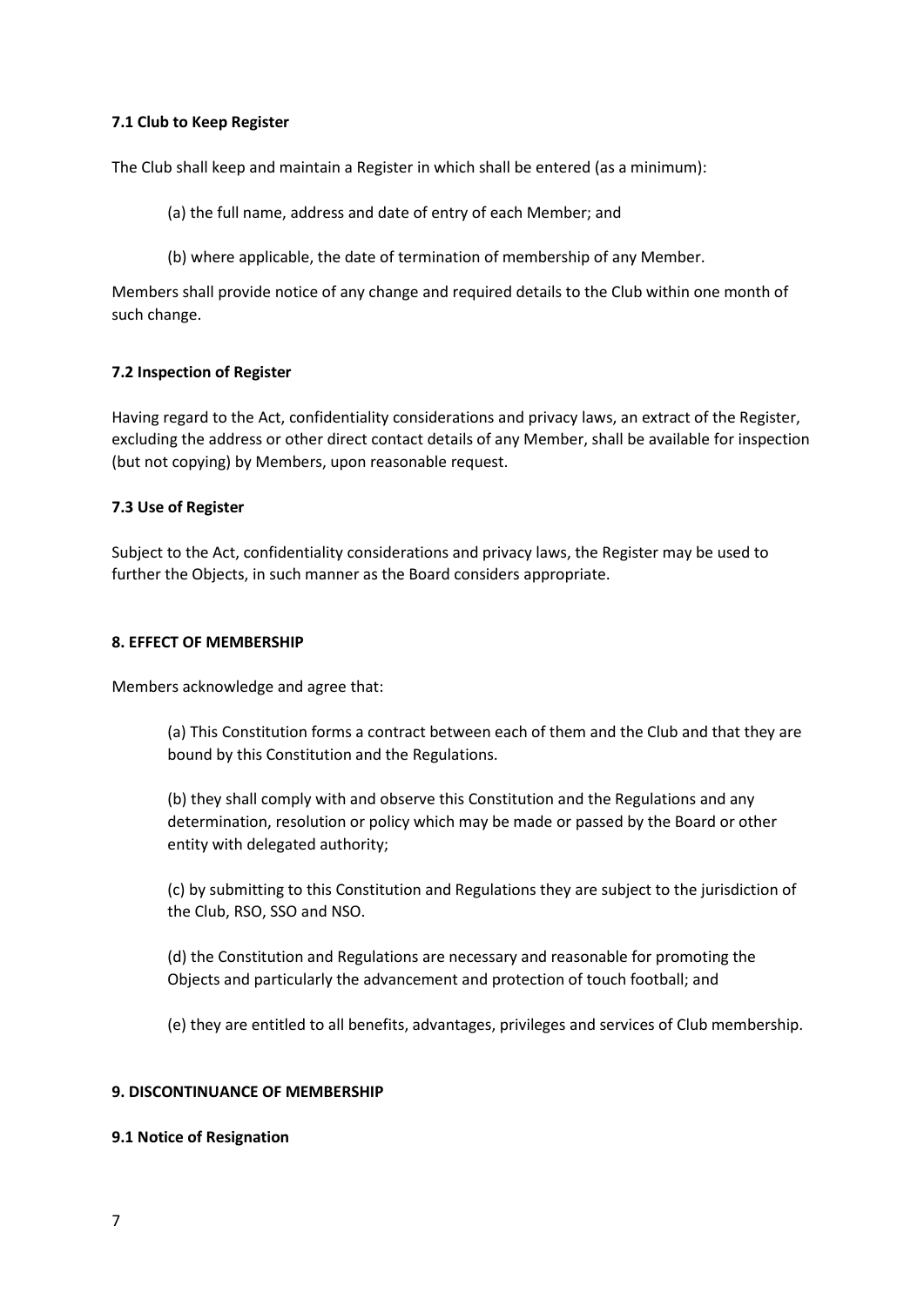### 7.1 Club to Keep Register

The Club shall keep and maintain a Register in which shall be entered (as a minimum):

(a) the full name, address and date of entry of each Member; and

(b) where applicable, the date of termination of membership of any Member.

Members shall provide notice of any change and required details to the Club within one month of such change.

### 7.2 Inspection of Register

Having regard to the Act, confidentiality considerations and privacy laws, an extract of the Register, excluding the address or other direct contact details of any Member, shall be available for inspection (but not copying) by Members, upon reasonable request.

### 7.3 Use of Register

Subject to the Act, confidentiality considerations and privacy laws, the Register may be used to further the Objects, in such manner as the Board considers appropriate.

## 8. EFFECT OF MEMBERSHIP

Members acknowledge and agree that:

(a) This Constitution forms a contract between each of them and the Club and that they are bound by this Constitution and the Regulations.

(b) they shall comply with and observe this Constitution and the Regulations and any determination, resolution or policy which may be made or passed by the Board or other entity with delegated authority;

(c) by submitting to this Constitution and Regulations they are subject to the jurisdiction of the Club, RSO, SSO and NSO.

(d) the Constitution and Regulations are necessary and reasonable for promoting the Objects and particularly the advancement and protection of touch football; and

(e) they are entitled to all benefits, advantages, privileges and services of Club membership.

## 9. DISCONTINUANCE OF MEMBERSHIP

### 9.1 Notice of Resignation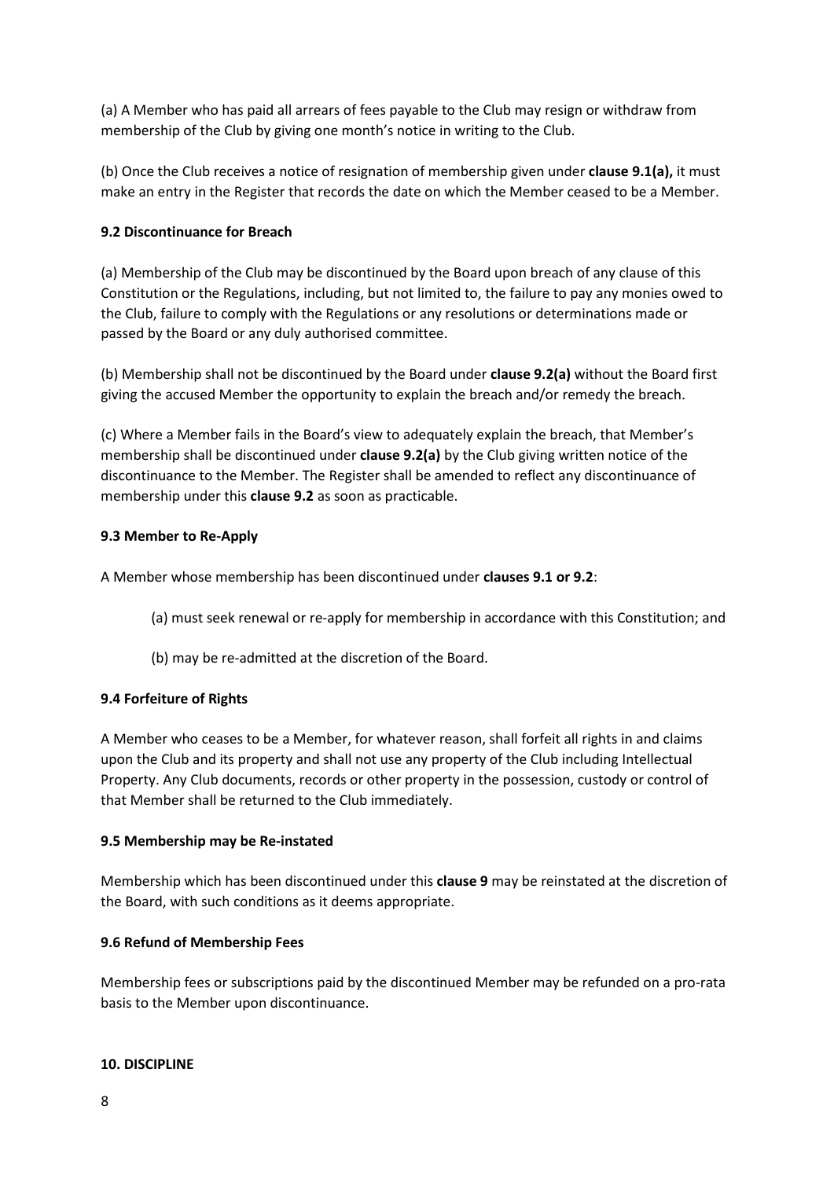(a) A Member who has paid all arrears of fees payable to the Club may resign or withdraw from membership of the Club by giving one month's notice in writing to the Club.

(b) Once the Club receives a notice of resignation of membership given under **clause 9.1(a),** it must make an entry in the Register that records the date on which the Member ceased to be a Member.

### 9.2 Discontinuance for Breach

(a) Membership of the Club may be discontinued by the Board upon breach of any clause of this Constitution or the Regulations, including, but not limited to, the failure to pay any monies owed to the Club, failure to comply with the Regulations or any resolutions or determinations made or passed by the Board or any duly authorised committee.

(b) Membership shall not be discontinued by the Board under **clause 9.2(a)** without the Board first giving the accused Member the opportunity to explain the breach and/or remedy the breach.

(c) Where a Member fails in the Board's view to adequately explain the breach, that Member's membership shall be discontinued under **clause 9.2(a)** by the Club giving written notice of the discontinuance to the Member. The Register shall be amended to reflect any discontinuance of membership under this **clause 9.2** as soon as practicable.

### 9.3 Member to Re-Apply

A Member whose membership has been discontinued under **clauses 9.1 or 9.2**:

(a) must seek renewal or re-apply for membership in accordance with this Constitution; and

(b) may be re-admitted at the discretion of the Board.

### 9.4 Forfeiture of Rights

A Member who ceases to be a Member, for whatever reason, shall forfeit all rights in and claims upon the Club and its property and shall not use any property of the Club including Intellectual Property. Any Club documents, records or other property in the possession, custody or control of that Member shall be returned to the Club immediately.

### 9.5 Membership may be Re-instated

Membership which has been discontinued under this **clause 9** may be reinstated at the discretion of the Board, with such conditions as it deems appropriate.

### 9.6 Refund of Membership Fees

Membership fees or subscriptions paid by the discontinued Member may be refunded on a pro-rata basis to the Member upon discontinuance.

## 10. DISCIPLINE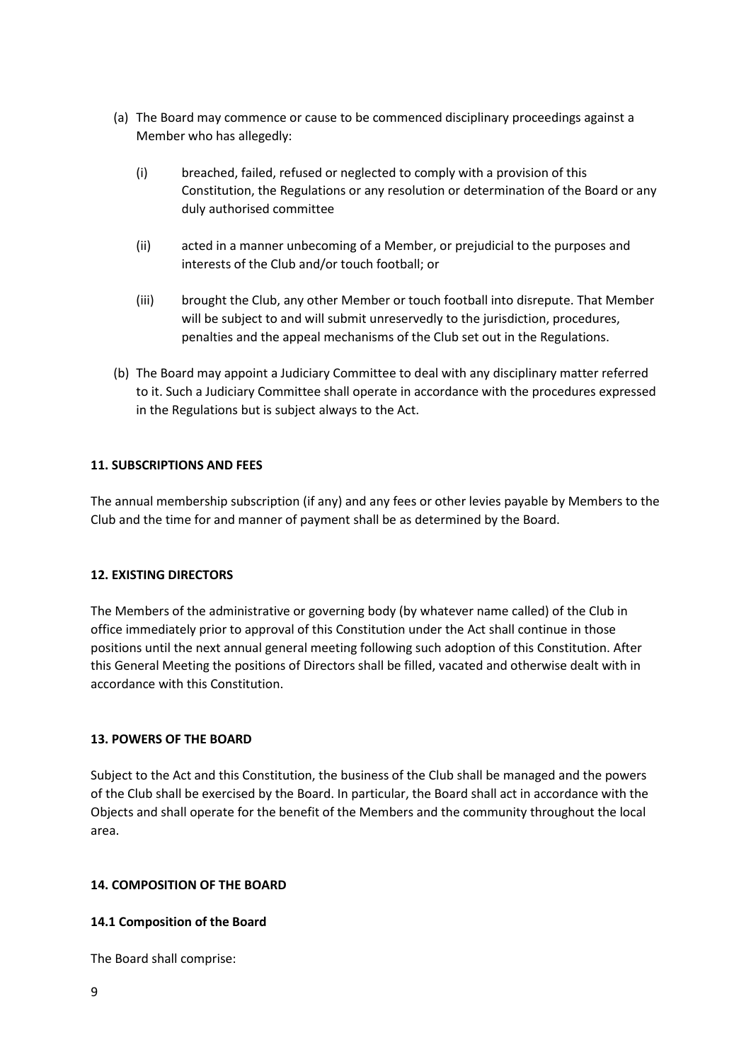(a) The Board may commence or cause to be commenced disciplinary proceedings against a Member who has allegedly:

   (i) breached, failed, refused or neglected to comply with a provision of this Constitution, the Regulations or any resolution or determination of the Board or any duly authorised committee

   (ii) acted in a manner unbecoming of a Member, or prejudicial to the purposes and interests of the Club and/or touch football; or

   (iii) brought the Club, any other Member or touch football into disrepute. That Member will be subject to and will submit unreservedly to the jurisdiction, procedures, penalties and the appeal mechanisms of the Club set out in the Regulations.

(b) The Board may appoint a Judiciary Committee to deal with any disciplinary matter referred to it. Such a Judiciary Committee shall operate in accordance with the procedures expressed in the Regulations but is subject always to the Act.

**11. SUBSCRIPTIONS AND FEES**

The annual membership subscription (if any) and any fees or other levies payable by Members to the Club and the time for and manner of payment shall be as determined by the Board.

**12. EXISTING DIRECTORS**

The Members of the administrative or governing body (by whatever name called) of the Club in office immediately prior to approval of this Constitution under the Act shall continue in those positions until the next annual general meeting following such adoption of this Constitution. After this General Meeting the positions of Directors shall be filled, vacated and otherwise dealt with in accordance with this Constitution.

**13. POWERS OF THE BOARD**

Subject to the Act and this Constitution, the business of the Club shall be managed and the powers of the Club shall be exercised by the Board. In particular, the Board shall act in accordance with the Objects and shall operate for the benefit of the Members and the community throughout the local area.

**14. COMPOSITION OF THE BOARD**

**14.1 Composition of the Board**

The Board shall comprise: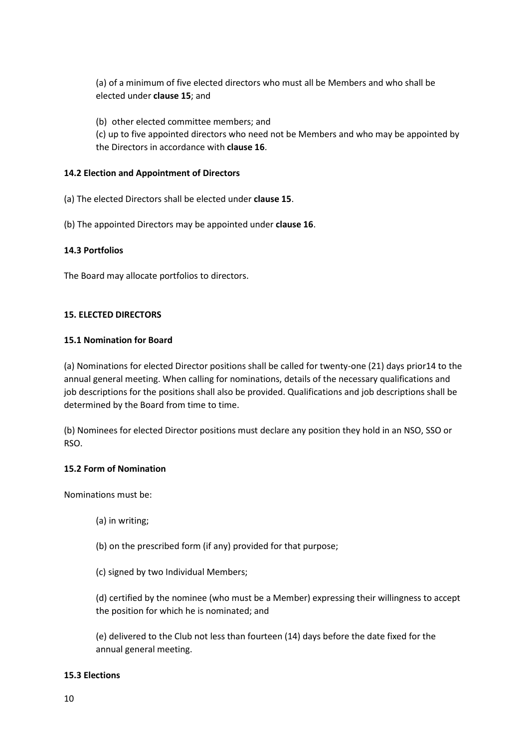(a) of a minimum of five elected directors who must all be Members and who shall be elected under **clause 15**; and

(b) other elected committee members; and

(c) up to five appointed directors who need not be Members and who may be appointed by the Directors in accordance with **clause 16**.

**14.2 Election and Appointment of Directors**

(a) The elected Directors shall be elected under **clause 15**.

(b) The appointed Directors may be appointed under **clause 16**.

**14.3 Portfolios**

The Board may allocate portfolios to directors.

**15. ELECTED DIRECTORS**

**15.1 Nomination for Board**

(a) Nominations for elected Director positions shall be called for twenty-one (21) days prior14 to the annual general meeting. When calling for nominations, details of the necessary qualifications and job descriptions for the positions shall also be provided. Qualifications and job descriptions shall be determined by the Board from time to time.

(b) Nominees for elected Director positions must declare any position they hold in an NSO, SSO or RSO.

**15.2 Form of Nomination**

Nominations must be:

(a) in writing;

(b) on the prescribed form (if any) provided for that purpose;

(c) signed by two Individual Members;

(d) certified by the nominee (who must be a Member) expressing their willingness to accept the position for which he is nominated; and

(e) delivered to the Club not less than fourteen (14) days before the date fixed for the annual general meeting.

**15.3 Elections**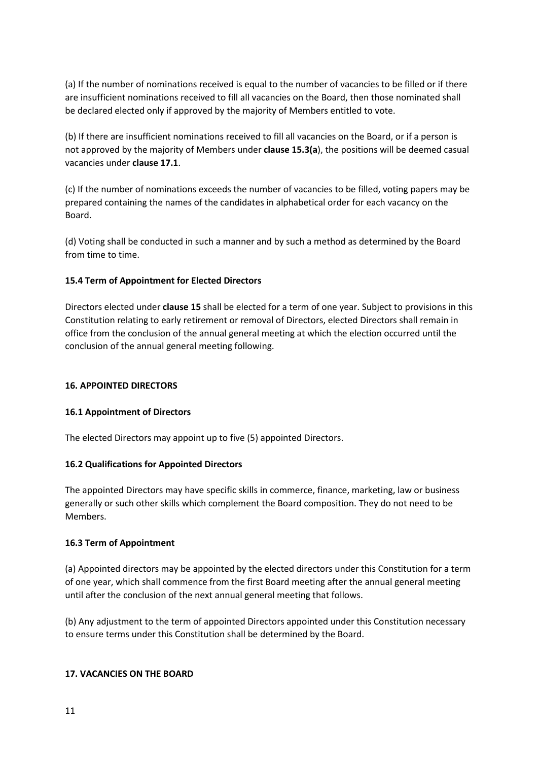(a) If the number of nominations received is equal to the number of vacancies to be filled or if there are insufficient nominations received to fill all vacancies on the Board, then those nominated shall be declared elected only if approved by the majority of Members entitled to vote.

(b) If there are insufficient nominations received to fill all vacancies on the Board, or if a person is not approved by the majority of Members under **clause 15.3(a**), the positions will be deemed casual vacancies under **clause 17.1**.

(c) If the number of nominations exceeds the number of vacancies to be filled, voting papers may be prepared containing the names of the candidates in alphabetical order for each vacancy on the Board.

(d) Voting shall be conducted in such a manner and by such a method as determined by the Board from time to time.

**15.4 Term of Appointment for Elected Directors**

Directors elected under **clause 15** shall be elected for a term of one year. Subject to provisions in this Constitution relating to early retirement or removal of Directors, elected Directors shall remain in office from the conclusion of the annual general meeting at which the election occurred until the conclusion of the annual general meeting following.

**16. APPOINTED DIRECTORS**

**16.1 Appointment of Directors**

The elected Directors may appoint up to five (5) appointed Directors.

**16.2 Qualifications for Appointed Directors**

The appointed Directors may have specific skills in commerce, finance, marketing, law or business generally or such other skills which complement the Board composition. They do not need to be Members.

**16.3 Term of Appointment**

(a) Appointed directors may be appointed by the elected directors under this Constitution for a term of one year, which shall commence from the first Board meeting after the annual general meeting until after the conclusion of the next annual general meeting that follows.

(b) Any adjustment to the term of appointed Directors appointed under this Constitution necessary to ensure terms under this Constitution shall be determined by the Board.

**17. VACANCIES ON THE BOARD**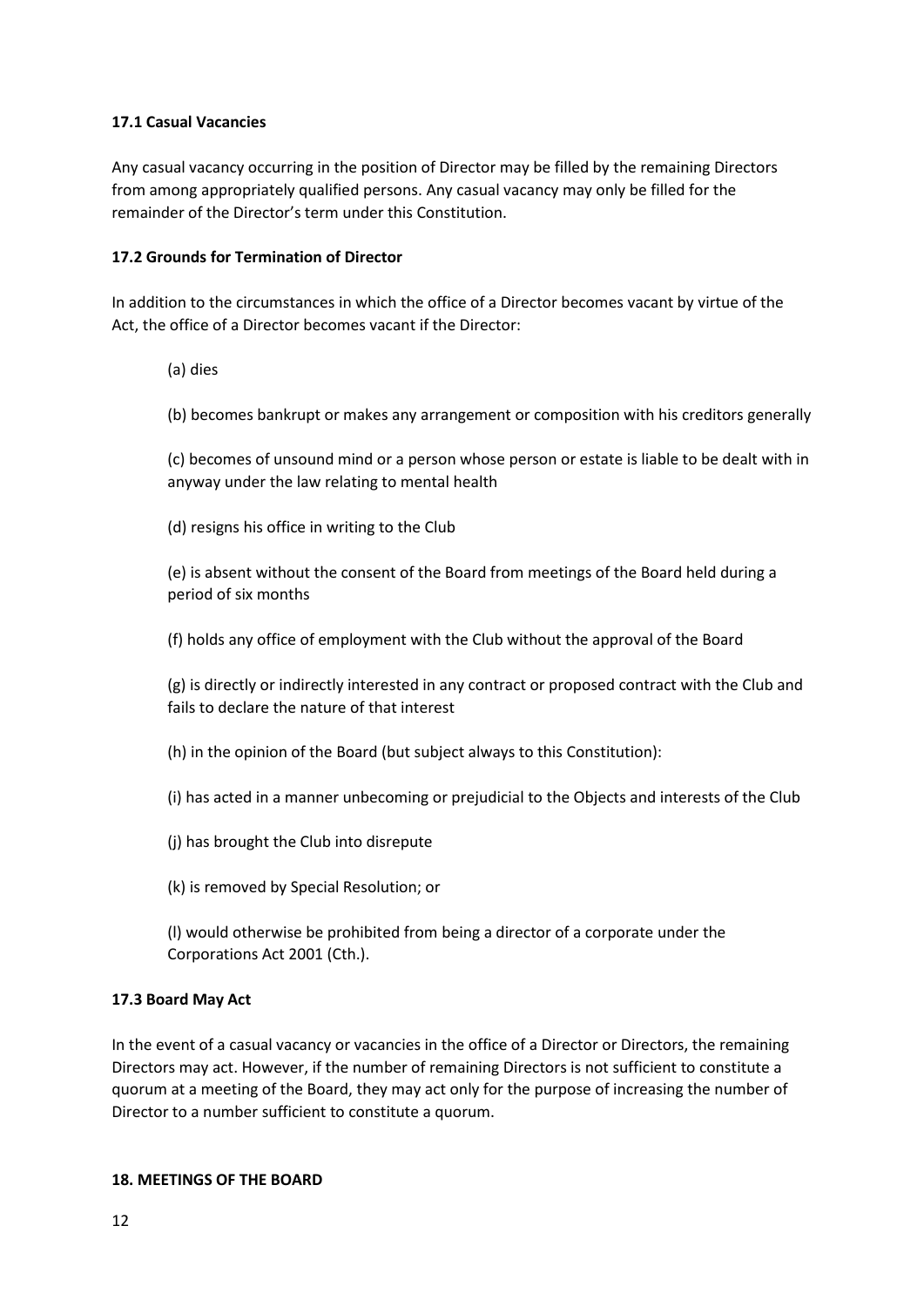**17.1 Casual Vacancies**

Any casual vacancy occurring in the position of Director may be filled by the remaining Directors from among appropriately qualified persons. Any casual vacancy may only be filled for the remainder of the Director's term under this Constitution.

**17.2 Grounds for Termination of Director**

In addition to the circumstances in which the office of a Director becomes vacant by virtue of the Act, the office of a Director becomes vacant if the Director:

(a) dies

(b) becomes bankrupt or makes any arrangement or composition with his creditors generally

(c) becomes of unsound mind or a person whose person or estate is liable to be dealt with in anyway under the law relating to mental health

(d) resigns his office in writing to the Club

(e) is absent without the consent of the Board from meetings of the Board held during a period of six months

(f) holds any office of employment with the Club without the approval of the Board

(g) is directly or indirectly interested in any contract or proposed contract with the Club and fails to declare the nature of that interest

(h) in the opinion of the Board (but subject always to this Constitution):

(i) has acted in a manner unbecoming or prejudicial to the Objects and interests of the Club

(j) has brought the Club into disrepute

(k) is removed by Special Resolution; or

(l) would otherwise be prohibited from being a director of a corporate under the Corporations Act 2001 (Cth.).

**17.3 Board May Act**

In the event of a casual vacancy or vacancies in the office of a Director or Directors, the remaining Directors may act. However, if the number of remaining Directors is not sufficient to constitute a quorum at a meeting of the Board, they may act only for the purpose of increasing the number of Director to a number sufficient to constitute a quorum.

**18. MEETINGS OF THE BOARD**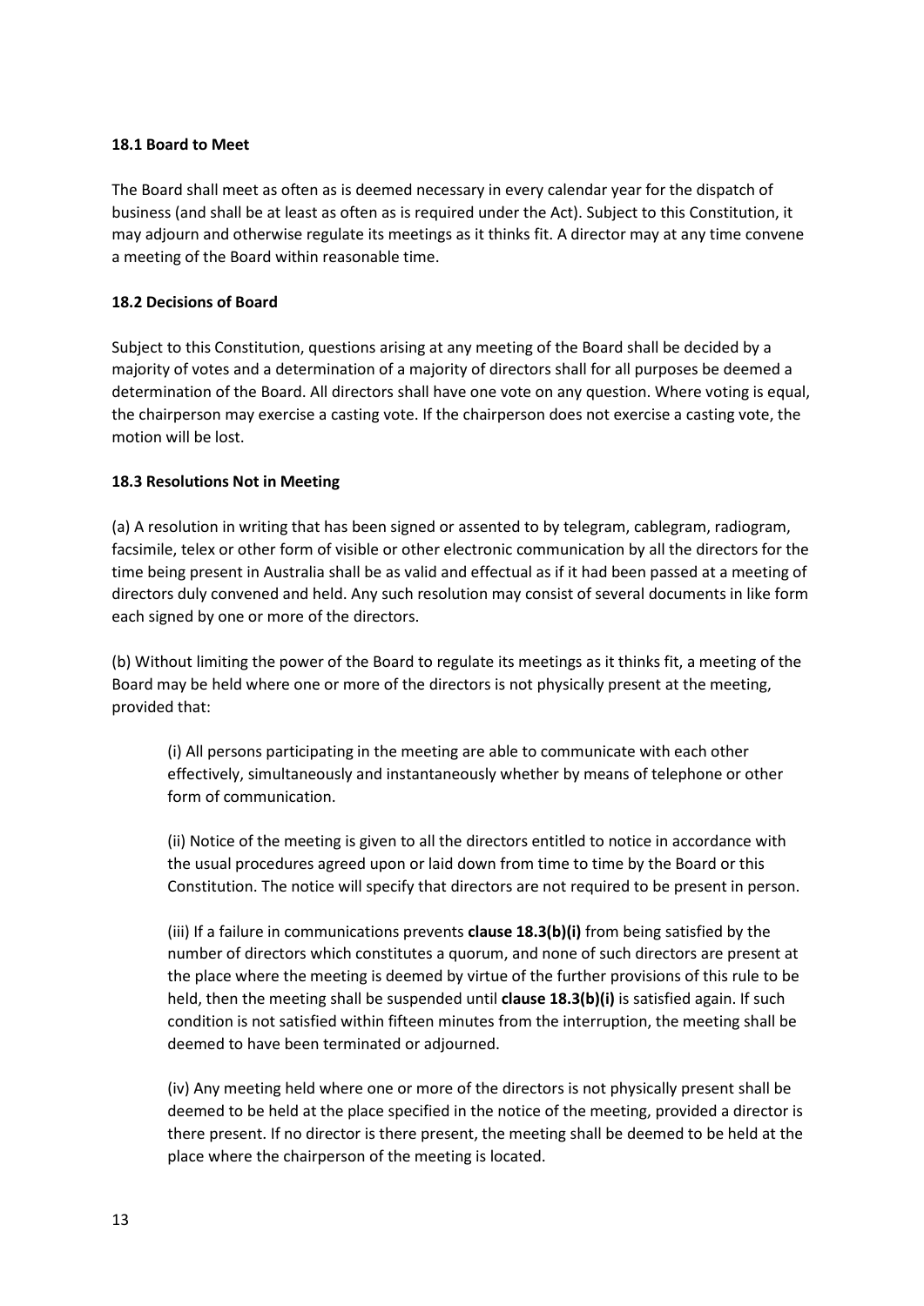**18.1 Board to Meet**

The Board shall meet as often as is deemed necessary in every calendar year for the dispatch of business (and shall be at least as often as is required under the Act). Subject to this Constitution, it may adjourn and otherwise regulate its meetings as it thinks fit. A director may at any time convene a meeting of the Board within reasonable time.

**18.2 Decisions of Board**

Subject to this Constitution, questions arising at any meeting of the Board shall be decided by a majority of votes and a determination of a majority of directors shall for all purposes be deemed a determination of the Board. All directors shall have one vote on any question. Where voting is equal, the chairperson may exercise a casting vote. If the chairperson does not exercise a casting vote, the motion will be lost.

**18.3 Resolutions Not in Meeting**

(a) A resolution in writing that has been signed or assented to by telegram, cablegram, radiogram, facsimile, telex or other form of visible or other electronic communication by all the directors for the time being present in Australia shall be as valid and effectual as if it had been passed at a meeting of directors duly convened and held. Any such resolution may consist of several documents in like form each signed by one or more of the directors.

(b) Without limiting the power of the Board to regulate its meetings as it thinks fit, a meeting of the Board may be held where one or more of the directors is not physically present at the meeting, provided that:

> (i) All persons participating in the meeting are able to communicate with each other effectively, simultaneously and instantaneously whether by means of telephone or other form of communication.
>
> (ii) Notice of the meeting is given to all the directors entitled to notice in accordance with the usual procedures agreed upon or laid down from time to time by the Board or this Constitution. The notice will specify that directors are not required to be present in person.
>
> (iii) If a failure in communications prevents **clause 18.3(b)(i)** from being satisfied by the number of directors which constitutes a quorum, and none of such directors are present at the place where the meeting is deemed by virtue of the further provisions of this rule to be held, then the meeting shall be suspended until **clause 18.3(b)(i)** is satisfied again. If such condition is not satisfied within fifteen minutes from the interruption, the meeting shall be deemed to have been terminated or adjourned.
>
> (iv) Any meeting held where one or more of the directors is not physically present shall be deemed to be held at the place specified in the notice of the meeting, provided a director is there present. If no director is there present, the meeting shall be deemed to be held at the place where the chairperson of the meeting is located.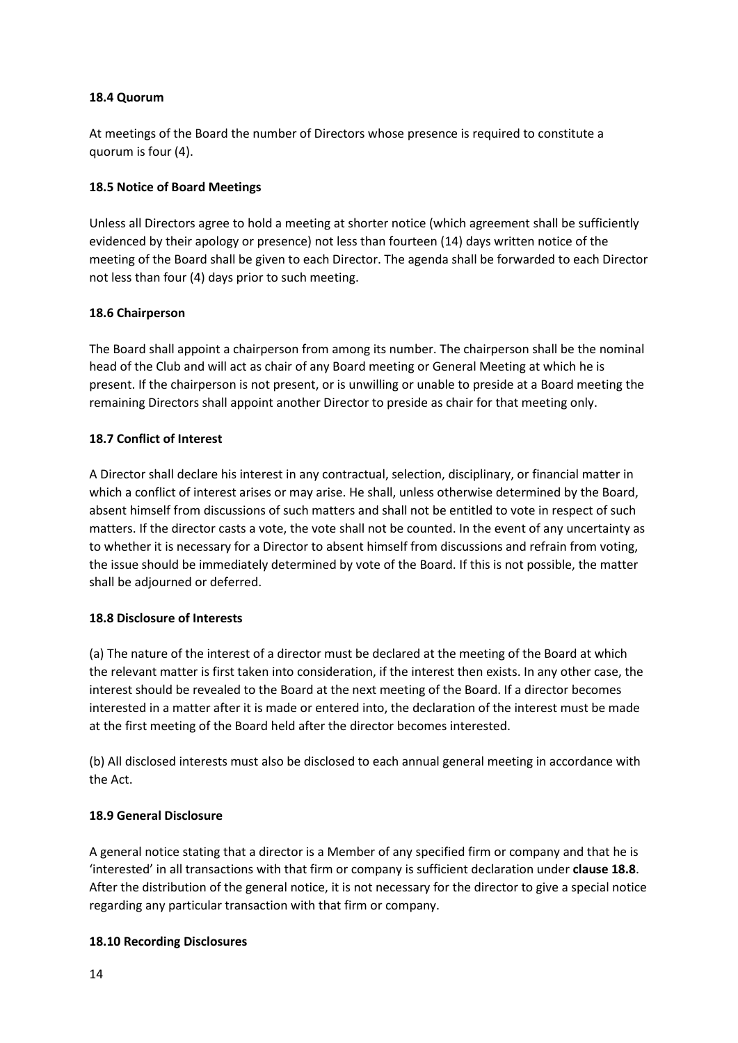**18.4 Quorum**

At meetings of the Board the number of Directors whose presence is required to constitute a quorum is four (4).

**18.5 Notice of Board Meetings**

Unless all Directors agree to hold a meeting at shorter notice (which agreement shall be sufficiently evidenced by their apology or presence) not less than fourteen (14) days written notice of the meeting of the Board shall be given to each Director. The agenda shall be forwarded to each Director not less than four (4) days prior to such meeting.

**18.6 Chairperson**

The Board shall appoint a chairperson from among its number. The chairperson shall be the nominal head of the Club and will act as chair of any Board meeting or General Meeting at which he is present. If the chairperson is not present, or is unwilling or unable to preside at a Board meeting the remaining Directors shall appoint another Director to preside as chair for that meeting only.

**18.7 Conflict of Interest**

A Director shall declare his interest in any contractual, selection, disciplinary, or financial matter in which a conflict of interest arises or may arise. He shall, unless otherwise determined by the Board, absent himself from discussions of such matters and shall not be entitled to vote in respect of such matters. If the director casts a vote, the vote shall not be counted. In the event of any uncertainty as to whether it is necessary for a Director to absent himself from discussions and refrain from voting, the issue should be immediately determined by vote of the Board. If this is not possible, the matter shall be adjourned or deferred.

**18.8 Disclosure of Interests**

(a) The nature of the interest of a director must be declared at the meeting of the Board at which the relevant matter is first taken into consideration, if the interest then exists. In any other case, the interest should be revealed to the Board at the next meeting of the Board. If a director becomes interested in a matter after it is made or entered into, the declaration of the interest must be made at the first meeting of the Board held after the director becomes interested.

(b) All disclosed interests must also be disclosed to each annual general meeting in accordance with the Act.

**18.9 General Disclosure**

A general notice stating that a director is a Member of any specified firm or company and that he is 'interested' in all transactions with that firm or company is sufficient declaration under **clause 18.8**. After the distribution of the general notice, it is not necessary for the director to give a special notice regarding any particular transaction with that firm or company.

**18.10 Recording Disclosures**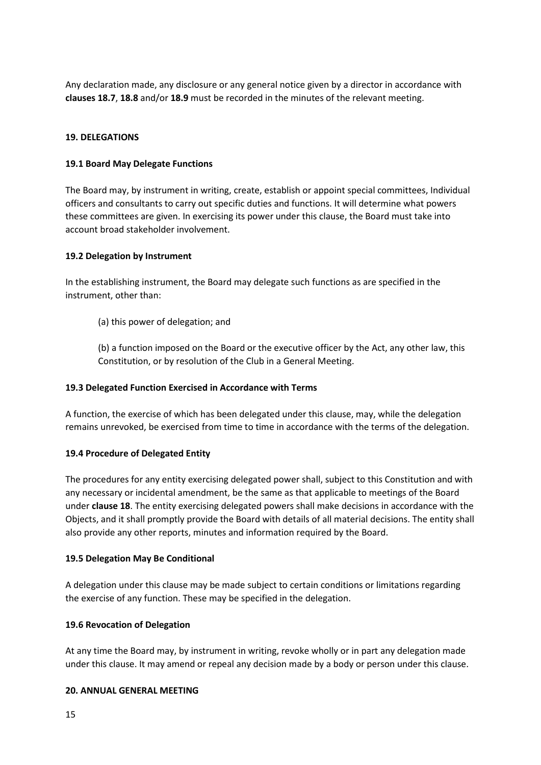Any declaration made, any disclosure or any general notice given by a director in accordance with **clauses 18.7**, **18.8** and/or **18.9** must be recorded in the minutes of the relevant meeting.

## 19. DELEGATIONS

### 19.1 Board May Delegate Functions

The Board may, by instrument in writing, create, establish or appoint special committees, Individual officers and consultants to carry out specific duties and functions. It will determine what powers these committees are given. In exercising its power under this clause, the Board must take into account broad stakeholder involvement.

### 19.2 Delegation by Instrument

In the establishing instrument, the Board may delegate such functions as are specified in the instrument, other than:

(a) this power of delegation; and

(b) a function imposed on the Board or the executive officer by the Act, any other law, this Constitution, or by resolution of the Club in a General Meeting.

### 19.3 Delegated Function Exercised in Accordance with Terms

A function, the exercise of which has been delegated under this clause, may, while the delegation remains unrevoked, be exercised from time to time in accordance with the terms of the delegation.

### 19.4 Procedure of Delegated Entity

The procedures for any entity exercising delegated power shall, subject to this Constitution and with any necessary or incidental amendment, be the same as that applicable to meetings of the Board under **clause 18**. The entity exercising delegated powers shall make decisions in accordance with the Objects, and it shall promptly provide the Board with details of all material decisions. The entity shall also provide any other reports, minutes and information required by the Board.

### 19.5 Delegation May Be Conditional

A delegation under this clause may be made subject to certain conditions or limitations regarding the exercise of any function. These may be specified in the delegation.

### 19.6 Revocation of Delegation

At any time the Board may, by instrument in writing, revoke wholly or in part any delegation made under this clause. It may amend or repeal any decision made by a body or person under this clause.

## 20. ANNUAL GENERAL MEETING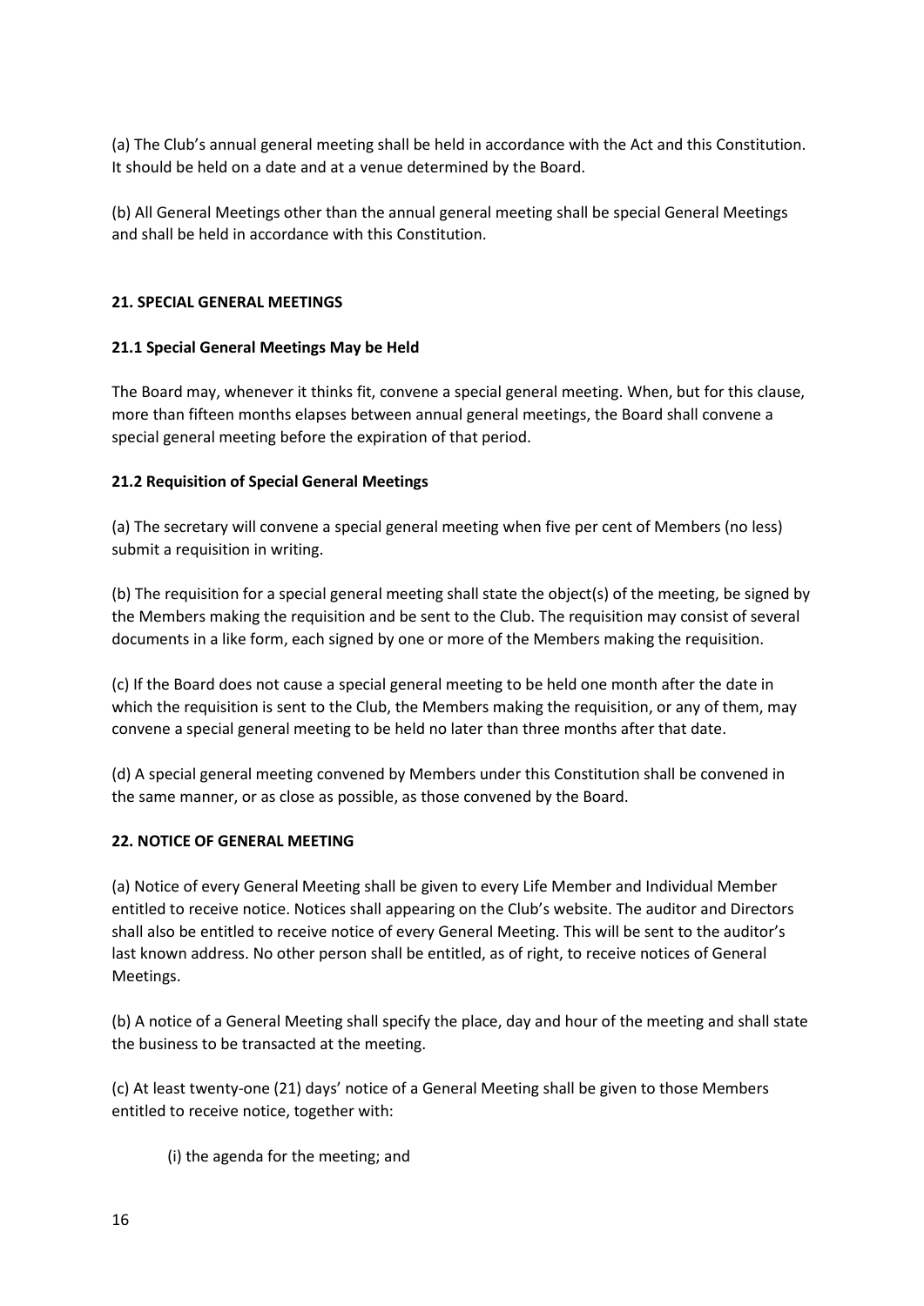(a) The Club's annual general meeting shall be held in accordance with the Act and this Constitution. It should be held on a date and at a venue determined by the Board.

(b) All General Meetings other than the annual general meeting shall be special General Meetings and shall be held in accordance with this Constitution.

## 21. SPECIAL GENERAL MEETINGS

### 21.1 Special General Meetings May be Held

The Board may, whenever it thinks fit, convene a special general meeting. When, but for this clause, more than fifteen months elapses between annual general meetings, the Board shall convene a special general meeting before the expiration of that period.

### 21.2 Requisition of Special General Meetings

(a) The secretary will convene a special general meeting when five per cent of Members (no less) submit a requisition in writing.

(b) The requisition for a special general meeting shall state the object(s) of the meeting, be signed by the Members making the requisition and be sent to the Club. The requisition may consist of several documents in a like form, each signed by one or more of the Members making the requisition.

(c) If the Board does not cause a special general meeting to be held one month after the date in which the requisition is sent to the Club, the Members making the requisition, or any of them, may convene a special general meeting to be held no later than three months after that date.

(d) A special general meeting convened by Members under this Constitution shall be convened in the same manner, or as close as possible, as those convened by the Board.

## 22. NOTICE OF GENERAL MEETING

(a) Notice of every General Meeting shall be given to every Life Member and Individual Member entitled to receive notice. Notices shall appearing on the Club's website. The auditor and Directors shall also be entitled to receive notice of every General Meeting. This will be sent to the auditor's last known address. No other person shall be entitled, as of right, to receive notices of General Meetings.

(b) A notice of a General Meeting shall specify the place, day and hour of the meeting and shall state the business to be transacted at the meeting.

(c) At least twenty-one (21) days' notice of a General Meeting shall be given to those Members entitled to receive notice, together with:

(i) the agenda for the meeting; and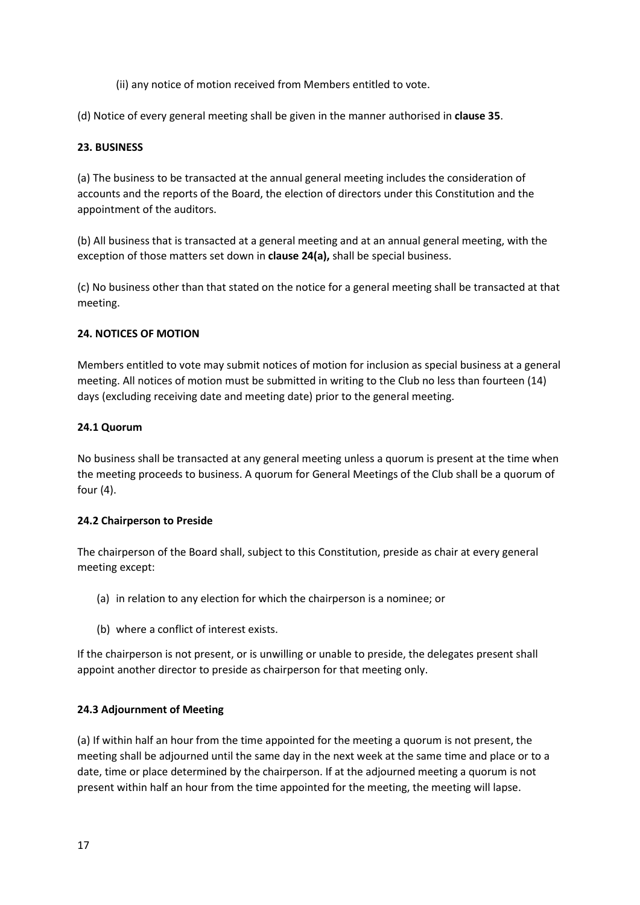(ii) any notice of motion received from Members entitled to vote.

(d) Notice of every general meeting shall be given in the manner authorised in **clause 35**.

### 23. BUSINESS

(a) The business to be transacted at the annual general meeting includes the consideration of accounts and the reports of the Board, the election of directors under this Constitution and the appointment of the auditors.

(b) All business that is transacted at a general meeting and at an annual general meeting, with the exception of those matters set down in **clause 24(a),** shall be special business.

(c) No business other than that stated on the notice for a general meeting shall be transacted at that meeting.

### 24. NOTICES OF MOTION

Members entitled to vote may submit notices of motion for inclusion as special business at a general meeting. All notices of motion must be submitted in writing to the Club no less than fourteen (14) days (excluding receiving date and meeting date) prior to the general meeting.

#### 24.1 Quorum

No business shall be transacted at any general meeting unless a quorum is present at the time when the meeting proceeds to business. A quorum for General Meetings of the Club shall be a quorum of four (4).

#### 24.2 Chairperson to Preside

The chairperson of the Board shall, subject to this Constitution, preside as chair at every general meeting except:

(a) in relation to any election for which the chairperson is a nominee; or

(b) where a conflict of interest exists.

If the chairperson is not present, or is unwilling or unable to preside, the delegates present shall appoint another director to preside as chairperson for that meeting only.

#### 24.3 Adjournment of Meeting

(a) If within half an hour from the time appointed for the meeting a quorum is not present, the meeting shall be adjourned until the same day in the next week at the same time and place or to a date, time or place determined by the chairperson. If at the adjourned meeting a quorum is not present within half an hour from the time appointed for the meeting, the meeting will lapse.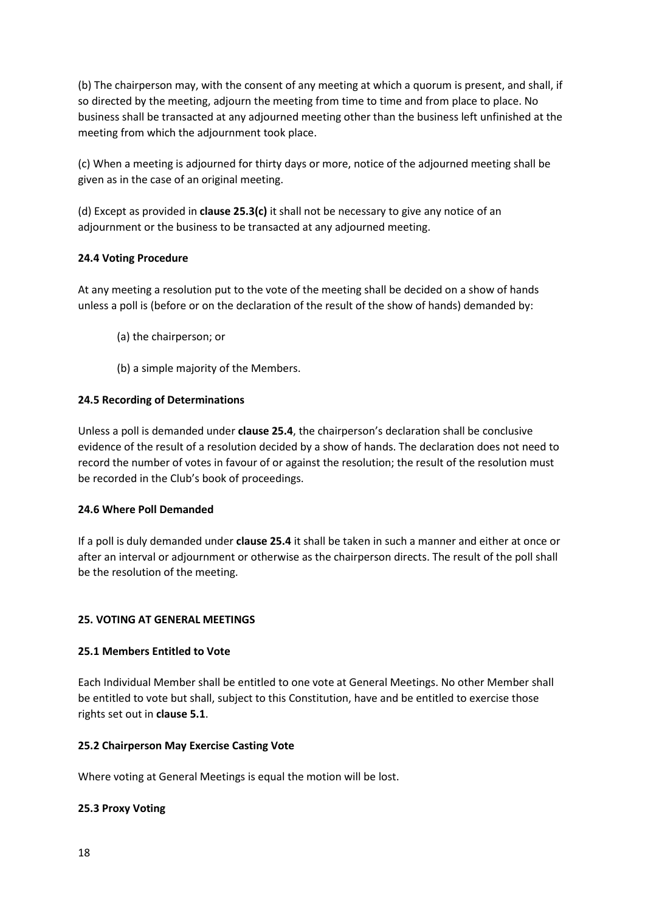(b) The chairperson may, with the consent of any meeting at which a quorum is present, and shall, if so directed by the meeting, adjourn the meeting from time to time and from place to place. No business shall be transacted at any adjourned meeting other than the business left unfinished at the meeting from which the adjournment took place.

(c) When a meeting is adjourned for thirty days or more, notice of the adjourned meeting shall be given as in the case of an original meeting.

(d) Except as provided in **clause 25.3(c)** it shall not be necessary to give any notice of an adjournment or the business to be transacted at any adjourned meeting.

### 24.4 Voting Procedure

At any meeting a resolution put to the vote of the meeting shall be decided on a show of hands unless a poll is (before or on the declaration of the result of the show of hands) demanded by:

(a) the chairperson; or

(b) a simple majority of the Members.

### 24.5 Recording of Determinations

Unless a poll is demanded under **clause 25.4**, the chairperson's declaration shall be conclusive evidence of the result of a resolution decided by a show of hands. The declaration does not need to record the number of votes in favour of or against the resolution; the result of the resolution must be recorded in the Club's book of proceedings.

### 24.6 Where Poll Demanded

If a poll is duly demanded under **clause 25.4** it shall be taken in such a manner and either at once or after an interval or adjournment or otherwise as the chairperson directs. The result of the poll shall be the resolution of the meeting.

## 25. VOTING AT GENERAL MEETINGS

### 25.1 Members Entitled to Vote

Each Individual Member shall be entitled to one vote at General Meetings. No other Member shall be entitled to vote but shall, subject to this Constitution, have and be entitled to exercise those rights set out in **clause 5.1**.

### 25.2 Chairperson May Exercise Casting Vote

Where voting at General Meetings is equal the motion will be lost.

### 25.3 Proxy Voting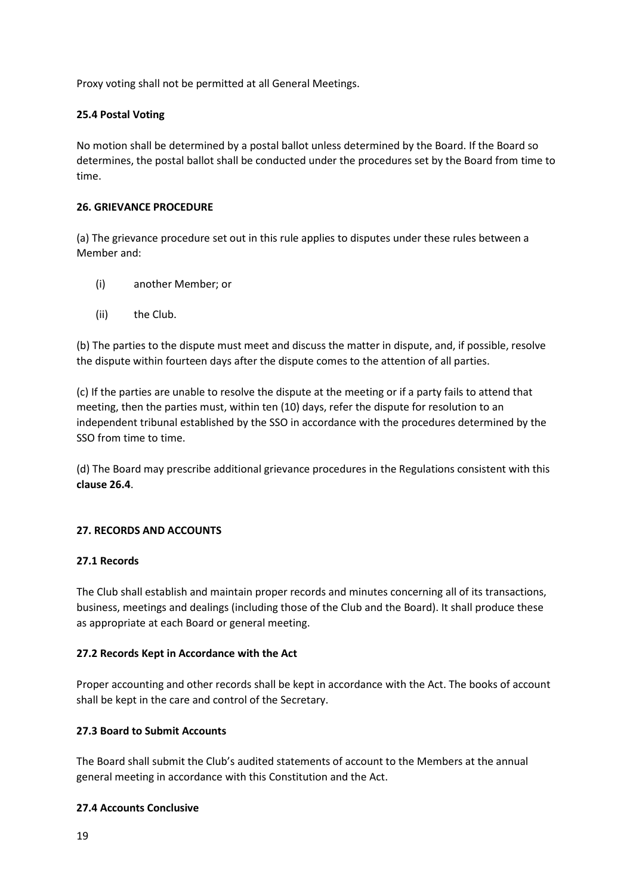Proxy voting shall not be permitted at all General Meetings.

**25.4 Postal Voting**

No motion shall be determined by a postal ballot unless determined by the Board. If the Board so determines, the postal ballot shall be conducted under the procedures set by the Board from time to time.

**26. GRIEVANCE PROCEDURE**

(a) The grievance procedure set out in this rule applies to disputes under these rules between a Member and:

(i) another Member; or

(ii) the Club.

(b) The parties to the dispute must meet and discuss the matter in dispute, and, if possible, resolve the dispute within fourteen days after the dispute comes to the attention of all parties.

(c) If the parties are unable to resolve the dispute at the meeting or if a party fails to attend that meeting, then the parties must, within ten (10) days, refer the dispute for resolution to an independent tribunal established by the SSO in accordance with the procedures determined by the SSO from time to time.

(d) The Board may prescribe additional grievance procedures in the Regulations consistent with this **clause 26.4**.

**27. RECORDS AND ACCOUNTS**

**27.1 Records**

The Club shall establish and maintain proper records and minutes concerning all of its transactions, business, meetings and dealings (including those of the Club and the Board). It shall produce these as appropriate at each Board or general meeting.

**27.2 Records Kept in Accordance with the Act**

Proper accounting and other records shall be kept in accordance with the Act. The books of account shall be kept in the care and control of the Secretary.

**27.3 Board to Submit Accounts**

The Board shall submit the Club's audited statements of account to the Members at the annual general meeting in accordance with this Constitution and the Act.

**27.4 Accounts Conclusive**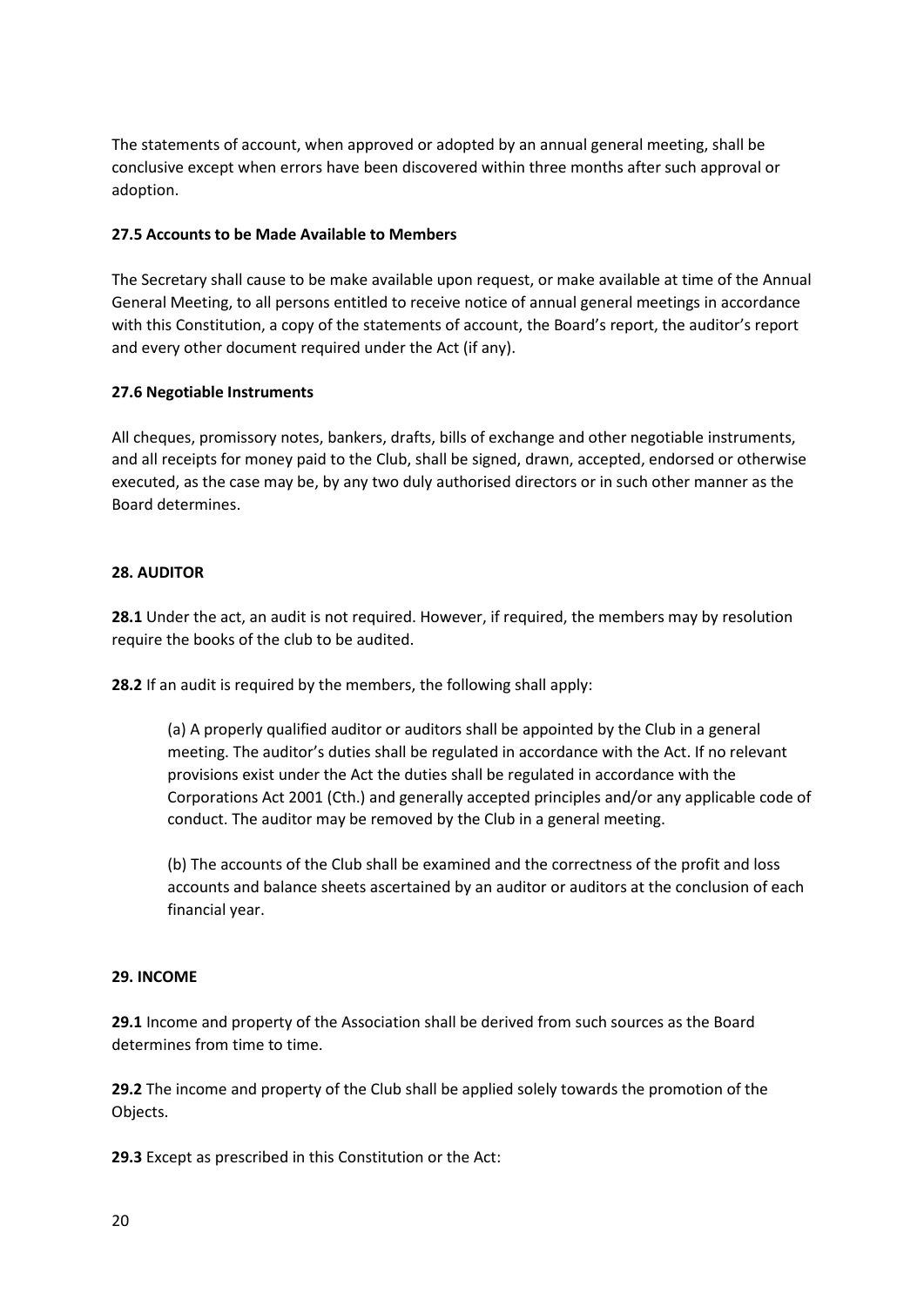The statements of account, when approved or adopted by an annual general meeting, shall be conclusive except when errors have been discovered within three months after such approval or adoption.

**27.5 Accounts to be Made Available to Members**

The Secretary shall cause to be make available upon request, or make available at time of the Annual General Meeting, to all persons entitled to receive notice of annual general meetings in accordance with this Constitution, a copy of the statements of account, the Board's report, the auditor's report and every other document required under the Act (if any).

**27.6 Negotiable Instruments**

All cheques, promissory notes, bankers, drafts, bills of exchange and other negotiable instruments, and all receipts for money paid to the Club, shall be signed, drawn, accepted, endorsed or otherwise executed, as the case may be, by any two duly authorised directors or in such other manner as the Board determines.

**28. AUDITOR**

**28.1** Under the act, an audit is not required. However, if required, the members may by resolution require the books of the club to be audited.

**28.2** If an audit is required by the members, the following shall apply:

(a) A properly qualified auditor or auditors shall be appointed by the Club in a general meeting. The auditor's duties shall be regulated in accordance with the Act. If no relevant provisions exist under the Act the duties shall be regulated in accordance with the Corporations Act 2001 (Cth.) and generally accepted principles and/or any applicable code of conduct. The auditor may be removed by the Club in a general meeting.

(b) The accounts of the Club shall be examined and the correctness of the profit and loss accounts and balance sheets ascertained by an auditor or auditors at the conclusion of each financial year.

**29. INCOME**

**29.1** Income and property of the Association shall be derived from such sources as the Board determines from time to time.

**29.2** The income and property of the Club shall be applied solely towards the promotion of the Objects.

**29.3** Except as prescribed in this Constitution or the Act: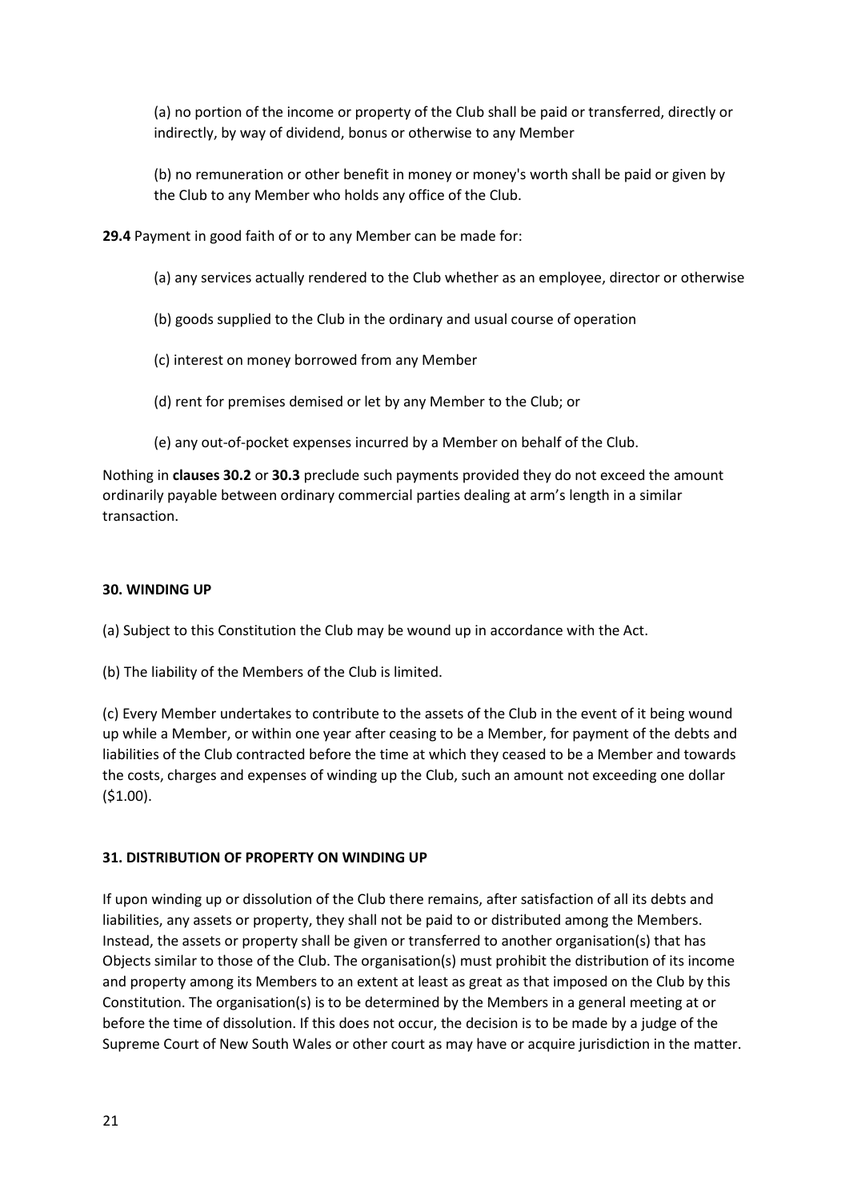(a) no portion of the income or property of the Club shall be paid or transferred, directly or indirectly, by way of dividend, bonus or otherwise to any Member

(b) no remuneration or other benefit in money or money's worth shall be paid or given by the Club to any Member who holds any office of the Club.

**29.4** Payment in good faith of or to any Member can be made for:

(a) any services actually rendered to the Club whether as an employee, director or otherwise

(b) goods supplied to the Club in the ordinary and usual course of operation

(c) interest on money borrowed from any Member

(d) rent for premises demised or let by any Member to the Club; or

(e) any out-of-pocket expenses incurred by a Member on behalf of the Club.

Nothing in **clauses 30.2** or **30.3** preclude such payments provided they do not exceed the amount ordinarily payable between ordinary commercial parties dealing at arm's length in a similar transaction.

**30. WINDING UP**

(a) Subject to this Constitution the Club may be wound up in accordance with the Act.

(b) The liability of the Members of the Club is limited.

(c) Every Member undertakes to contribute to the assets of the Club in the event of it being wound up while a Member, or within one year after ceasing to be a Member, for payment of the debts and liabilities of the Club contracted before the time at which they ceased to be a Member and towards the costs, charges and expenses of winding up the Club, such an amount not exceeding one dollar ($1.00).

**31. DISTRIBUTION OF PROPERTY ON WINDING UP**

If upon winding up or dissolution of the Club there remains, after satisfaction of all its debts and liabilities, any assets or property, they shall not be paid to or distributed among the Members. Instead, the assets or property shall be given or transferred to another organisation(s) that has Objects similar to those of the Club. The organisation(s) must prohibit the distribution of its income and property among its Members to an extent at least as great as that imposed on the Club by this Constitution. The organisation(s) is to be determined by the Members in a general meeting at or before the time of dissolution. If this does not occur, the decision is to be made by a judge of the Supreme Court of New South Wales or other court as may have or acquire jurisdiction in the matter.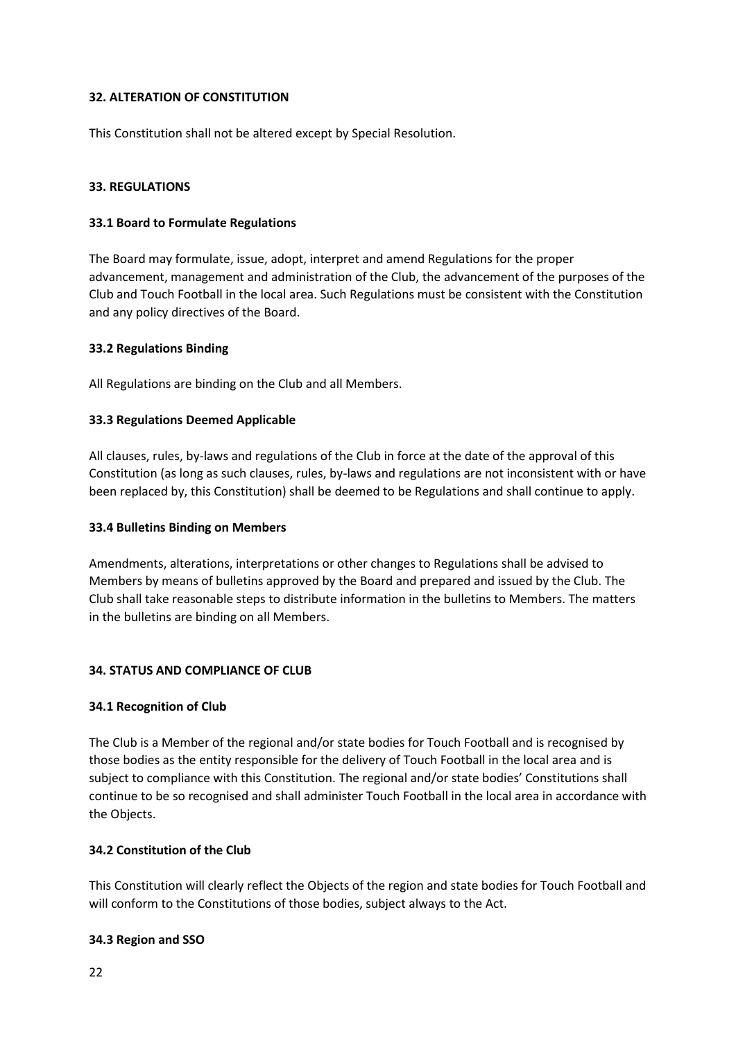## 32. ALTERATION OF CONSTITUTION

This Constitution shall not be altered except by Special Resolution.

## 33. REGULATIONS

### 33.1 Board to Formulate Regulations

The Board may formulate, issue, adopt, interpret and amend Regulations for the proper advancement, management and administration of the Club, the advancement of the purposes of the Club and Touch Football in the local area. Such Regulations must be consistent with the Constitution and any policy directives of the Board.

### 33.2 Regulations Binding

All Regulations are binding on the Club and all Members.

### 33.3 Regulations Deemed Applicable

All clauses, rules, by-laws and regulations of the Club in force at the date of the approval of this Constitution (as long as such clauses, rules, by-laws and regulations are not inconsistent with or have been replaced by, this Constitution) shall be deemed to be Regulations and shall continue to apply.

### 33.4 Bulletins Binding on Members

Amendments, alterations, interpretations or other changes to Regulations shall be advised to Members by means of bulletins approved by the Board and prepared and issued by the Club. The Club shall take reasonable steps to distribute information in the bulletins to Members. The matters in the bulletins are binding on all Members.

## 34. STATUS AND COMPLIANCE OF CLUB

### 34.1 Recognition of Club

The Club is a Member of the regional and/or state bodies for Touch Football and is recognised by those bodies as the entity responsible for the delivery of Touch Football in the local area and is subject to compliance with this Constitution. The regional and/or state bodies' Constitutions shall continue to be so recognised and shall administer Touch Football in the local area in accordance with the Objects.

### 34.2 Constitution of the Club

This Constitution will clearly reflect the Objects of the region and state bodies for Touch Football and will conform to the Constitutions of those bodies, subject always to the Act.

### 34.3 Region and SSO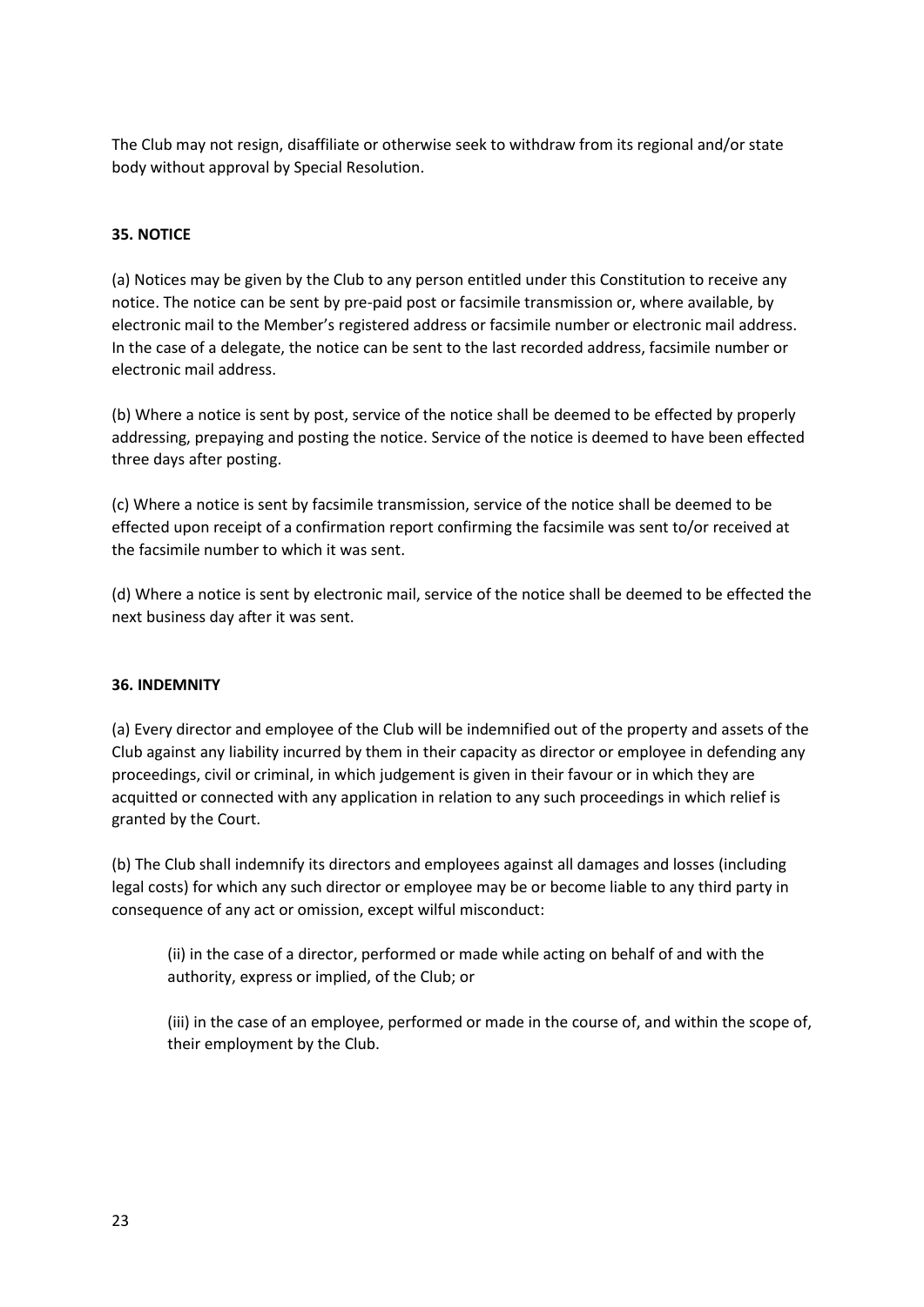The Club may not resign, disaffiliate or otherwise seek to withdraw from its regional and/or state body without approval by Special Resolution.

**35. NOTICE**

(a) Notices may be given by the Club to any person entitled under this Constitution to receive any notice. The notice can be sent by pre-paid post or facsimile transmission or, where available, by electronic mail to the Member's registered address or facsimile number or electronic mail address. In the case of a delegate, the notice can be sent to the last recorded address, facsimile number or electronic mail address.

(b) Where a notice is sent by post, service of the notice shall be deemed to be effected by properly addressing, prepaying and posting the notice. Service of the notice is deemed to have been effected three days after posting.

(c) Where a notice is sent by facsimile transmission, service of the notice shall be deemed to be effected upon receipt of a confirmation report confirming the facsimile was sent to/or received at the facsimile number to which it was sent.

(d) Where a notice is sent by electronic mail, service of the notice shall be deemed to be effected the next business day after it was sent.

**36. INDEMNITY**

(a) Every director and employee of the Club will be indemnified out of the property and assets of the Club against any liability incurred by them in their capacity as director or employee in defending any proceedings, civil or criminal, in which judgement is given in their favour or in which they are acquitted or connected with any application in relation to any such proceedings in which relief is granted by the Court.

(b) The Club shall indemnify its directors and employees against all damages and losses (including legal costs) for which any such director or employee may be or become liable to any third party in consequence of any act or omission, except wilful misconduct:

> (ii) in the case of a director, performed or made while acting on behalf of and with the authority, express or implied, of the Club; or
>
> (iii) in the case of an employee, performed or made in the course of, and within the scope of, their employment by the Club.